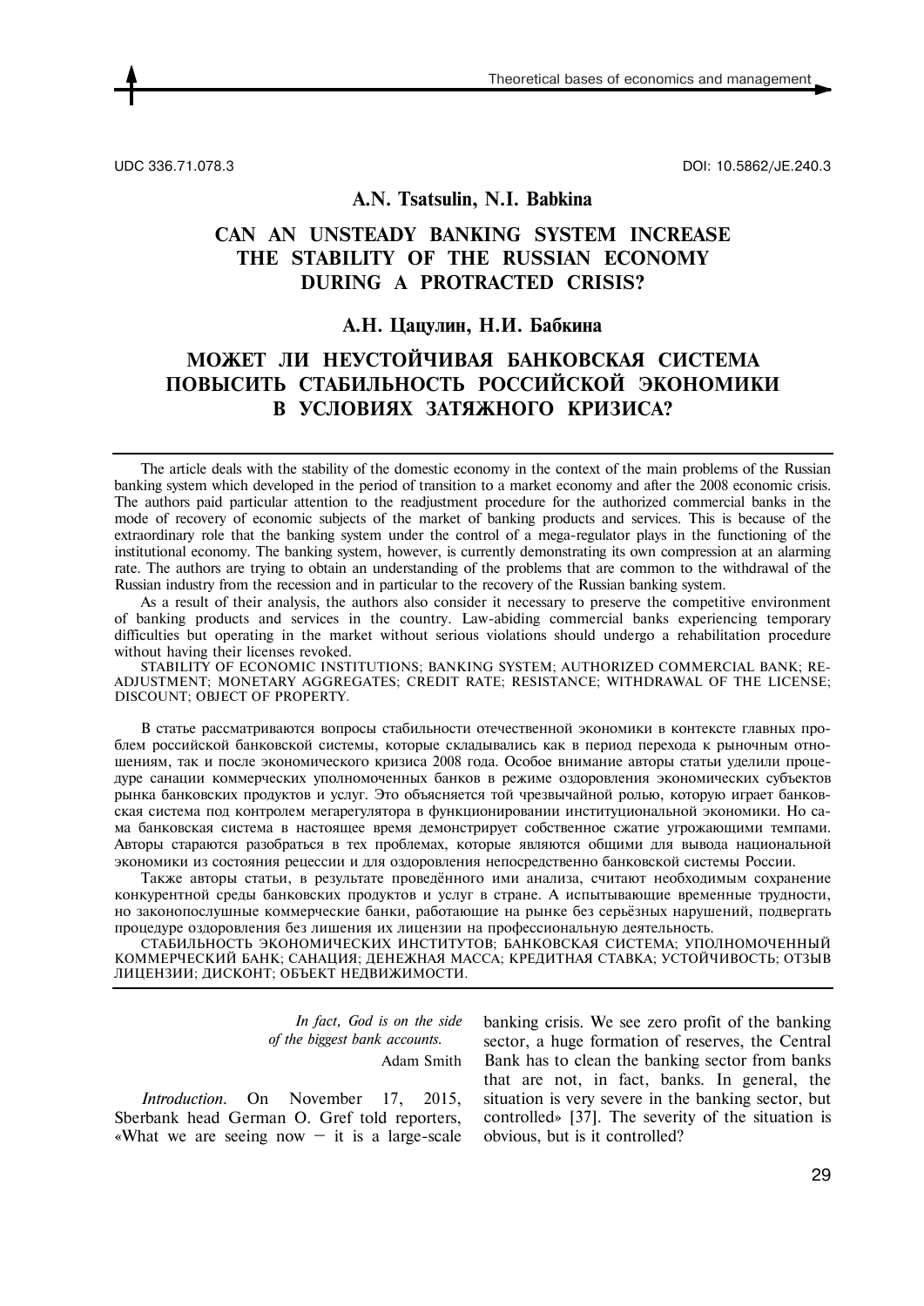UDC 336.71.078.3

DOI: 10.5862/JE.240.3

**A.N. Tsatsulin, N.I. Babkina**

# CAN AN UNSTEADY BANKING SYSTEM INCREASE THE STABILITY OF THE RUSSIAN ECONOMY DURING A PROTRACTED CRISIS?

**А.Н. Цацулин, Н.И. Бабкина**

# МОЖЕТ ЛИ НЕУСТОЙЧИВАЯ БАНКОВСКАЯ СИСТЕМА ПОВЫСИТЬ СТАБИЛЬНОСТЬ РОССИЙСКОЙ ЭКОНОМИКИ В УСЛОВИЯХ ЗАТЯЖНОГО КРИЗИСА?

The article deals with the stability of the domestic economy in the context of the main problems of the Russian banking system which developed in the period of transition to a market economy and after the 2008 economic crisis. The authors paid particular attention to the readjustment procedure for the authorized commercial banks in the mode of recovery of economic subjects of the market of banking products and services. This is because of the extraordinary role that the banking system under the control of a mega-regulator plays in the functioning of the institutional economy. The banking system, however, is currently demonstrating its own compression at an alarming rate. The authors are trying to obtain an understanding of the problems that are common to the withdrawal of the Russian industry from the recession and in particular to the recovery of the Russian banking system.

As a result of their analysis, the authors also consider it necessary to preserve the competitive environment of banking products and services in the country. Law-abiding commercial banks experiencing temporary difficulties but operating in the market without serious violations should undergo a rehabilitation procedure without having their licenses revoked.

STABILITY OF ECONOMIC INSTITUTIONS; BANKING SYSTEM; AUTHORIZED COMMERCIAL BANK; READJUSTMENT; MONETARY AGGREGATES; CREDIT RATE; RESISTANCE; WITHDRAWAL OF THE LICENSE; DISCOUNT; OBJECT OF PROPERTY.

В статье рассматриваются вопросы стабильности отечественной экономики в контексте главных проблем российской банковской системы, которые складывались как в период перехода к рыночным отношениям, так и после экономического кризиса 2008 года. Особое внимание авторы статьи уделили процедуре санации коммерческих уполномоченных банков в режиме оздоровления экономических субъектов рынка банковских продуктов и услуг. Это объясняется той чрезвычайной ролью, которую играет банковская система под контролем мегарегулятора в функционировании институциональной экономики. Но сама банковская система в настоящее время демонстрирует собственное сжатие угрожающими темпами. Авторы стараются разобраться в тех проблемах, которые являются общими для вывода национальной экономики из состояния рецессии и для оздоровления непосредственно банковской системы России.

Также авторы статьи, в результате проведённого ими анализа, считают необходимым сохранение конкурентной среды банковских продуктов и услуг в стране. А испытывающие временные трудности, но законопослушные коммерческие банки, работающие на рынке без серьёзных нарушений, подвергать процедуре оздоровления без лишения их лицензии на профессиональную деятельность.

СТАБИЛЬНОСТЬ ЭКОНОМИЧЕСКИХ ИНСТИТУТОВ; БАНКОВСКАЯ СИСТЕМА; УПОЛНОМОЧЕННЫЙ КОММЕРЧЕСКИЙ БАНК; САНАЦИЯ; ДЕНЕЖНАЯ МАССА; КРЕДИТНАЯ СТАВКА; УСТОЙЧИВОСТЬ; ОТЗЫВ ЛИЦЕНЗИИ; ДИСКОНТ; ОБЪЕКТ НЕДВИЖИМОСТИ.

*In fact, God is on the side of the biggest bank accounts.*

Adam Smith

*Introduction.* On November 17, 2015, Sberbank head German O. Gref told reporters, «What we are seeing now – it is a large-scale banking crisis. We see zero profit of the banking sector, a huge formation of reserves, the Central Bank has to clean the banking sector from banks that are not, in fact, banks. In general, the situation is very severe in the banking sector, but controlled» [37]. The severity of the situation is obvious, but is it controlled?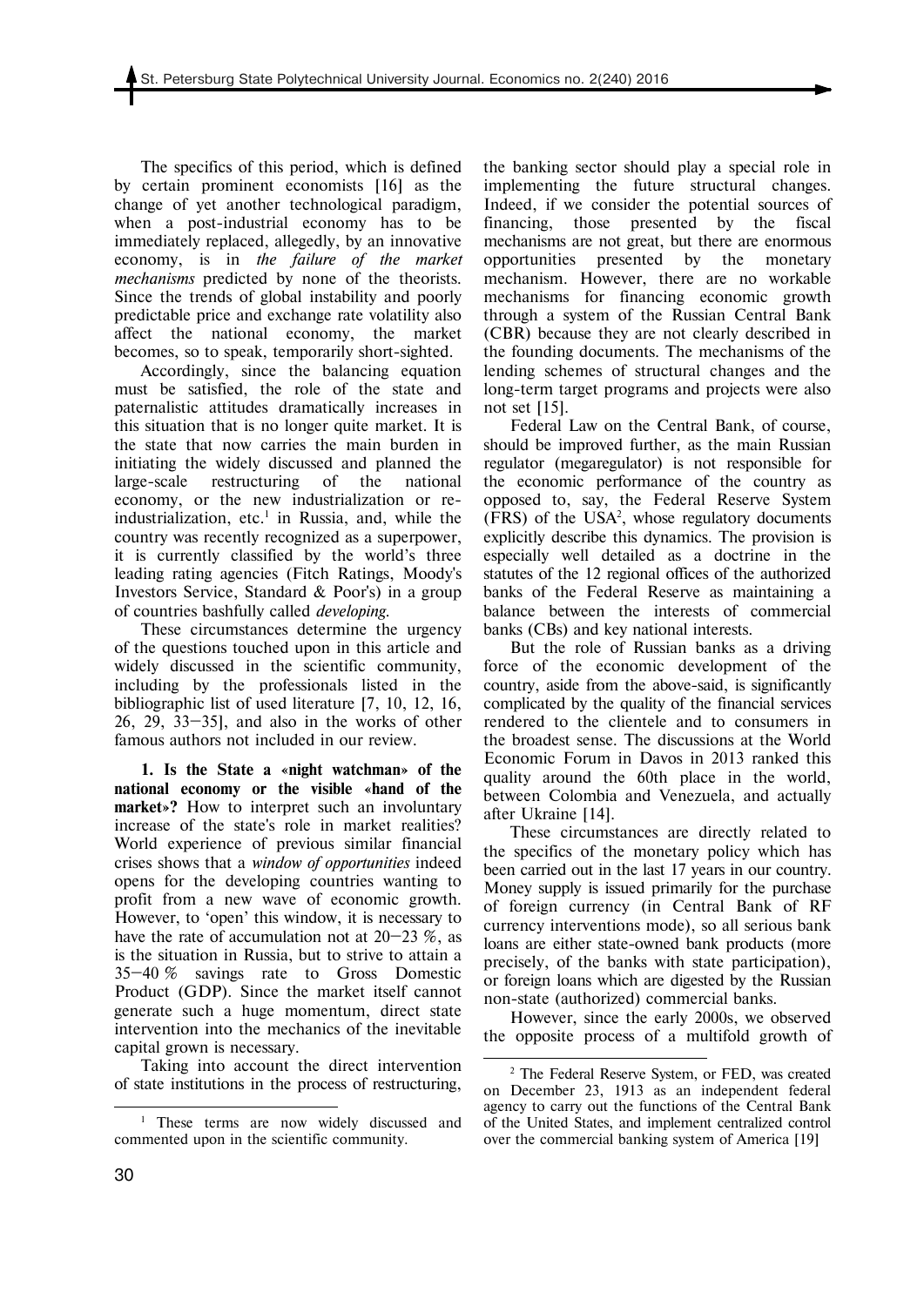The specifics of this period, which is defined by certain prominent economists [16] as the change of yet another technological paradigm, when a post-industrial economy has to be immediately replaced, allegedly, by an innovative economy, is in *the failure of the market mechanisms* predicted by none of the theorists. Since the trends of global instability and poorly predictable price and exchange rate volatility also affect the national economy, the market becomes, so to speak, temporarily short-sighted.

Accordingly, since the balancing equation must be satisfied, the role of the state and paternalistic attitudes dramatically increases in this situation that is no longer quite market. It is the state that now carries the main burden in initiating the widely discussed and planned the large-scale restructuring of the national economy, or the new industrialization or re-industrialization, etc.[1] in Russia, and, while the country was recently recognized as a superpower, it is currently classified by the world's three leading rating agencies (Fitch Ratings, Moody's Investors Service, Standard & Poor's) in a group of countries bashfully called *developing*.

These circumstances determine the urgency of the questions touched upon in this article and widely discussed in the scientific community, including by the professionals listed in the bibliographic list of used literature [7, 10, 12, 16, 26, 29, 33–35], and also in the works of other famous authors not included in our review.

**1. Is the State a «night watchman» of the national economy or the visible «hand of the market»?** How to interpret such an involuntary increase of the state's role in market realities? World experience of previous similar financial crises shows that a *window of opportunities* indeed opens for the developing countries wanting to profit from a new wave of economic growth. However, to 'open' this window, it is necessary to have the rate of accumulation not at 20–23 %, as is the situation in Russia, but to strive to attain a 35–40 % savings rate to Gross Domestic Product (GDP). Since the market itself cannot generate such a huge momentum, direct state intervention into the mechanics of the inevitable capital grown is necessary.

Taking into account the direct intervention of state institutions in the process of restructuring, the banking sector should play a special role in implementing the future structural changes. Indeed, if we consider the potential sources of financing, those presented by the fiscal mechanisms are not great, but there are enormous opportunities presented by the monetary mechanism. However, there are no workable mechanisms for financing economic growth through a system of the Russian Central Bank (CBR) because they are not clearly described in the founding documents. The mechanisms of the lending schemes of structural changes and the long-term target programs and projects were also not set [15].

Federal Law on the Central Bank, of course, should be improved further, as the main Russian regulator (megaregulator) is not responsible for the economic performance of the country as opposed to, say, the Federal Reserve System (FRS) of the USA[2], whose regulatory documents explicitly describe this dynamics. The provision is especially well detailed as a doctrine in the statutes of the 12 regional offices of the authorized banks of the Federal Reserve as maintaining a balance between the interests of commercial banks (CBs) and key national interests.

But the role of Russian banks as a driving force of the economic development of the country, aside from the above-said, is significantly complicated by the quality of the financial services rendered to the clientele and to consumers in the broadest sense. The discussions at the World Economic Forum in Davos in 2013 ranked this quality around the 60th place in the world, between Colombia and Venezuela, and actually after Ukraine [14].

These circumstances are directly related to the specifics of the monetary policy which has been carried out in the last 17 years in our country. Money supply is issued primarily for the purchase of foreign currency (in Central Bank of RF currency interventions mode), so all serious bank loans are either state-owned bank products (more precisely, of the banks with state participation), or foreign loans which are digested by the Russian non-state (authorized) commercial banks.

However, since the early 2000s, we observed the opposite process of a multifold growth of

---

[1] These terms are now widely discussed and commented upon in the scientific community.

[2] The Federal Reserve System, or FED, was created on December 23, 1913 as an independent federal agency to carry out the functions of the Central Bank of the United States, and implement centralized control over the commercial banking system of America [19]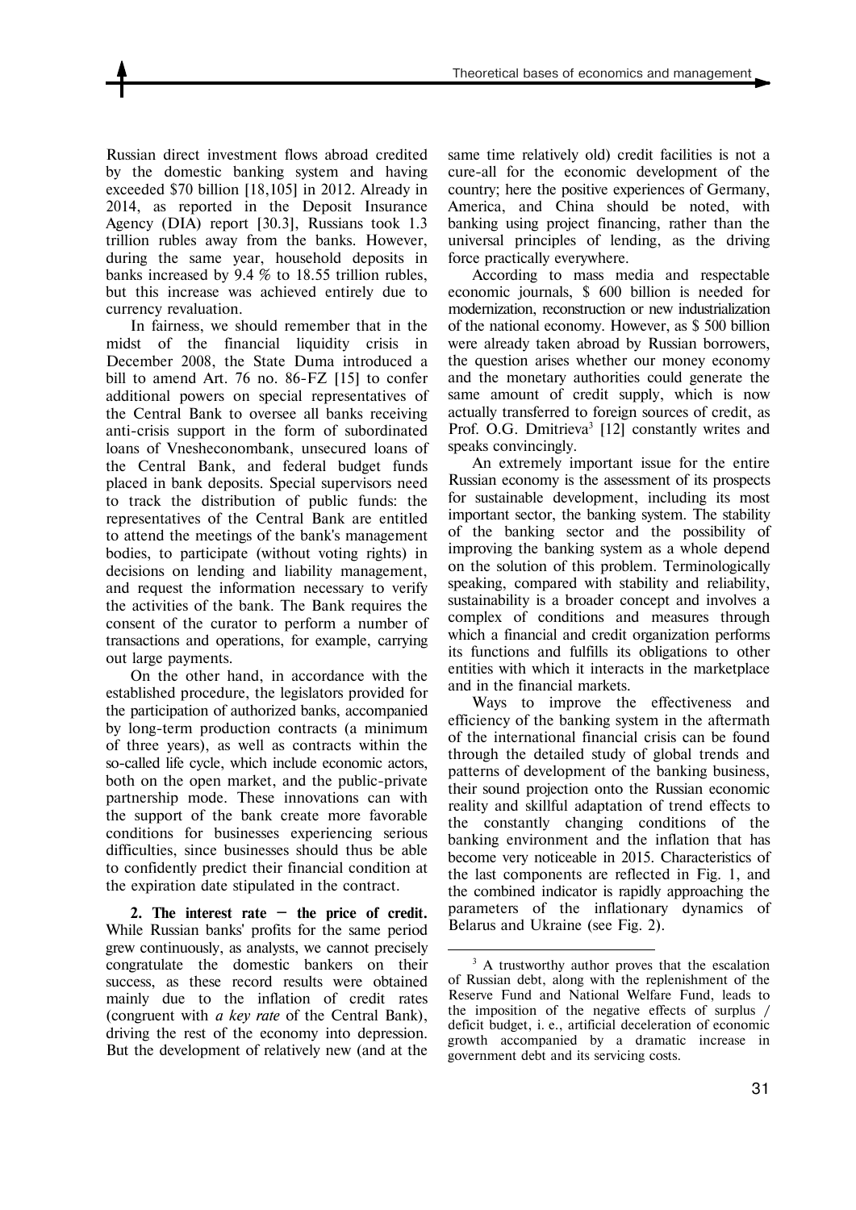Russian direct investment flows abroad credited by the domestic banking system and having exceeded $70 billion [18,105] in 2012. Already in 2014, as reported in the Deposit Insurance Agency (DIA) report [30.3], Russians took 1.3 trillion rubles away from the banks. However, during the same year, household deposits in banks increased by 9.4 % to 18.55 trillion rubles, but this increase was achieved entirely due to currency revaluation.

In fairness, we should remember that in the midst of the financial liquidity crisis in December 2008, the State Duma introduced a bill to amend Art. 76 no. 86-FZ [15] to confer additional powers on special representatives of the Central Bank to oversee all banks receiving anti-crisis support in the form of subordinated loans of Vnesheconombank, unsecured loans of the Central Bank, and federal budget funds placed in bank deposits. Special supervisors need to track the distribution of public funds: the representatives of the Central Bank are entitled to attend the meetings of the bank's management bodies, to participate (without voting rights) in decisions on lending and liability management, and request the information necessary to verify the activities of the bank. The Bank requires the consent of the curator to perform a number of transactions and operations, for example, carrying out large payments.

On the other hand, in accordance with the established procedure, the legislators provided for the participation of authorized banks, accompanied by long-term production contracts (a minimum of three years), as well as contracts within the so-called life cycle, which include economic actors, both on the open market, and the public-private partnership mode. These innovations can with the support of the bank create more favorable conditions for businesses experiencing serious difficulties, since businesses should thus be able to confidently predict their financial condition at the expiration date stipulated in the contract.

**2. The interest rate – the price of credit.** While Russian banks' profits for the same period grew continuously, as analysts, we cannot precisely congratulate the domestic bankers on their success, as these record results were obtained mainly due to the inflation of credit rates (congruent with *a key rate* of the Central Bank), driving the rest of the economy into depression. But the development of relatively new (and at the same time relatively old) credit facilities is not a cure-all for the economic development of the country; here the positive experiences of Germany, America, and China should be noted, with banking using project financing, rather than the universal principles of lending, as the driving force practically everywhere.

According to mass media and respectable economic journals, $ 600 billion is needed for modernization, reconstruction or new industrialization of the national economy. However, as $ 500 billion were already taken abroad by Russian borrowers, the question arises whether our money economy and the monetary authorities could generate the same amount of credit supply, which is now actually transferred to foreign sources of credit, as Prof. O.G. Dmitrieva[3] [12] constantly writes and speaks convincingly.

An extremely important issue for the entire Russian economy is the assessment of its prospects for sustainable development, including its most important sector, the banking system. The stability of the banking sector and the possibility of improving the banking system as a whole depend on the solution of this problem. Terminologically speaking, compared with stability and reliability, sustainability is a broader concept and involves a complex of conditions and measures through which a financial and credit organization performs its functions and fulfills its obligations to other entities with which it interacts in the marketplace and in the financial markets.

Ways to improve the effectiveness and efficiency of the banking system in the aftermath of the international financial crisis can be found through the detailed study of global trends and patterns of development of the banking business, their sound projection onto the Russian economic reality and skillful adaptation of trend effects to the constantly changing conditions of the banking environment and the inflation that has become very noticeable in 2015. Characteristics of the last components are reflected in Fig. 1, and the combined indicator is rapidly approaching the parameters of the inflationary dynamics of Belarus and Ukraine (see Fig. 2).

---

[3] A trustworthy author proves that the escalation of Russian debt, along with the replenishment of the Reserve Fund and National Welfare Fund, leads to the imposition of the negative effects of surplus / deficit budget, i. e., artificial deceleration of economic growth accompanied by a dramatic increase in government debt and its servicing costs.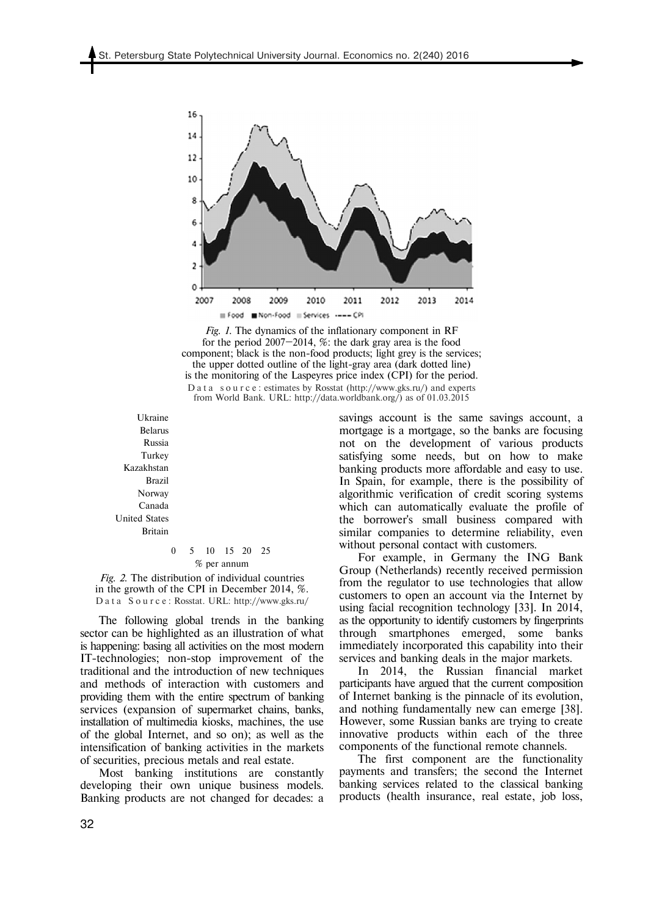*Fig. 1.* The dynamics of the inflationary component in RF for the period 2007–2014, %: the dark gray area is the food component; black is the non-food products; light grey is the services; the upper dotted outline of the light-gray area (dark dotted line) is the monitoring of the Laspeyres price index (CPI) for the period.

Data source: estimates by Rosstat (http://www.gks.ru/) and experts from World Bank. URL: http://data.worldbank.org/) as of 01.03.2015

Ukraine
Belarus
Russia
Turkey
Kazakhstan
Brazil
Norway
Canada
United States
Britain

0 5 10 15 20 25

% per annum

*Fig. 2.* The distribution of individual countries in the growth of the CPI in December 2014, %.

Data Source: Rosstat. URL: http://www.gks.ru/

The following global trends in the banking sector can be highlighted as an illustration of what is happening: basing all activities on the most modern IT-technologies; non-stop improvement of the traditional and the introduction of new techniques and methods of interaction with customers and providing them with the entire spectrum of banking services (expansion of supermarket chains, banks, installation of multimedia kiosks, machines, the use of the global Internet, and so on); as well as the intensification of banking activities in the markets of securities, precious metals and real estate.

Most banking institutions are constantly developing their own unique business models. Banking products are not changed for decades: a savings account is the same savings account, a mortgage is a mortgage, so the banks are focusing not on the development of various products satisfying some needs, but on how to make banking products more affordable and easy to use. In Spain, for example, there is the possibility of algorithmic verification of credit scoring systems which can automatically evaluate the profile of the borrower's small business compared with similar companies to determine reliability, even without personal contact with customers.

For example, in Germany the ING Bank Group (Netherlands) recently received permission from the regulator to use technologies that allow customers to open an account via the Internet by using facial recognition technology [33]. In 2014, as the opportunity to identify customers by fingerprints through smartphones emerged, some banks immediately incorporated this capability into their services and banking deals in the major markets.

In 2014, the Russian financial market participants have argued that the current composition of Internet banking is the pinnacle of its evolution, and nothing fundamentally new can emerge [38]. However, some Russian banks are trying to create innovative products within each of the three components of the functional remote channels.

The first component are the functionality payments and transfers; the second the Internet banking services related to the classical banking products (health insurance, real estate, job loss,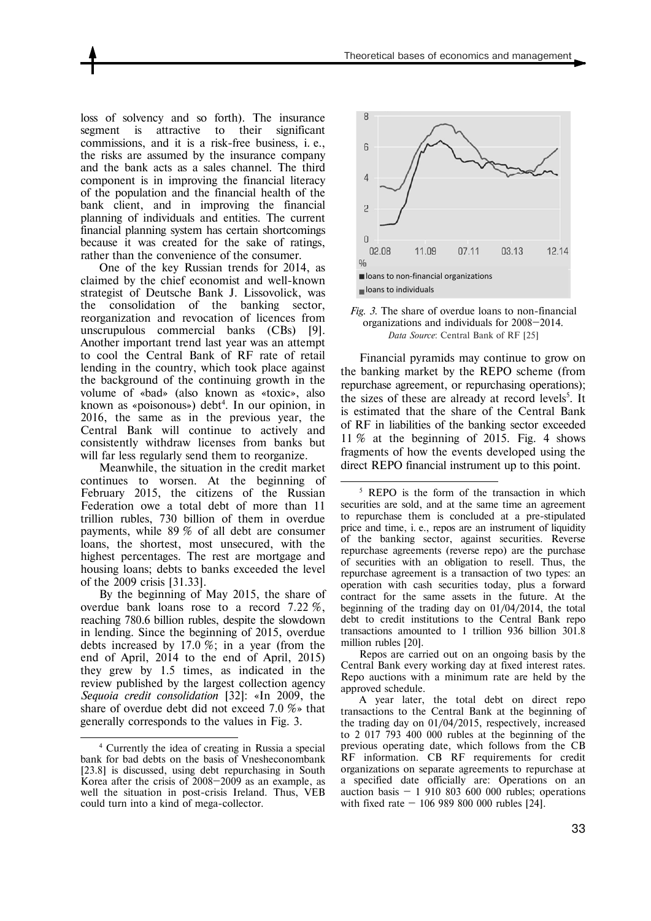loss of solvency and so forth). The insurance segment is attractive to their significant commissions, and it is a risk-free business, i. e., the risks are assumed by the insurance company and the bank acts as a sales channel. The third component is in improving the financial literacy of the population and the financial health of the bank client, and in improving the financial planning of individuals and entities. The current financial planning system has certain shortcomings because it was created for the sake of ratings, rather than the convenience of the consumer.

One of the key Russian trends for 2014, as claimed by the chief economist and well-known strategist of Deutsche Bank J. Lissovolick, was the consolidation of the banking sector, reorganization and revocation of licences from unscrupulous commercial banks (CBs) [9]. Another important trend last year was an attempt to cool the Central Bank of RF rate of retail lending in the country, which took place against the background of the continuing growth in the volume of «bad» (also known as «toxic», also known as «poisonous») debt[4]. In our opinion, in 2016, the same as in the previous year, the Central Bank will continue to actively and consistently withdraw licenses from banks but will far less regularly send them to reorganize.

Meanwhile, the situation in the credit market continues to worsen. At the beginning of February 2015, the citizens of the Russian Federation owe a total debt of more than 11 trillion rubles, 730 billion of them in overdue payments, while 89 % of all debt are consumer loans, the shortest, most unsecured, with the highest percentages. The rest are mortgage and housing loans; debts to banks exceeded the level of the 2009 crisis [31.33].

By the beginning of May 2015, the share of overdue bank loans rose to a record 7.22 %, reaching 780.6 billion rubles, despite the slowdown in lending. Since the beginning of 2015, overdue debts increased by 17.0 %; in a year (from the end of April, 2014 to the end of April, 2015) they grew by 1.5 times, as indicated in the review published by the largest collection agency *Sequoia credit consolidation* [32]: «In 2009, the share of overdue debt did not exceed 7.0 %» that generally corresponds to the values in Fig. 3.

[4] Currently the idea of creating in Russia a special bank for bad debts on the basis of Vnesheconombank [23.8] is discussed, using debt repurchasing in South Korea after the crisis of 2008–2009 as an example, as well the situation in post-crisis Ireland. Thus, VEB could turn into a kind of mega-collector.

*Fig. 3.* The share of overdue loans to non-financial organizations and individuals for 2008–2014.
*Data Source*: Central Bank of RF [25]

Financial pyramids may continue to grow on the banking market by the REPO scheme (from repurchase agreement, or repurchasing operations); the sizes of these are already at record levels[5]. It is estimated that the share of the Central Bank of RF in liabilities of the banking sector exceeded 11 % at the beginning of 2015. Fig. 4 shows fragments of how the events developed using the direct REPO financial instrument up to this point.

[5] REPO is the form of the transaction in which securities are sold, and at the same time an agreement to repurchase them is concluded at a pre-stipulated price and time, i. e., repos are an instrument of liquidity of the banking sector, against securities. Reverse repurchase agreements (reverse repo) are the purchase of securities with an obligation to resell. Thus, the repurchase agreement is a transaction of two types: an operation with cash securities today, plus a forward contract for the same assets in the future. At the beginning of the trading day on 01/04/2014, the total debt to credit institutions to the Central Bank repo transactions amounted to 1 trillion 936 billion 301.8 million rubles [20].

Repos are carried out on an ongoing basis by the Central Bank every working day at fixed interest rates. Repo auctions with a minimum rate are held by the approved schedule.

A year later, the total debt on direct repo transactions to the Central Bank at the beginning of the trading day on 01/04/2015, respectively, increased to 2 017 793 400 000 rubles at the beginning of the previous operating date, which follows from the CB RF information. CB RF requirements for credit organizations on separate agreements to repurchase at a specified date officially are: Operations on an auction basis – 1 910 803 600 000 rubles; operations with fixed rate – 106 989 800 000 rubles [24].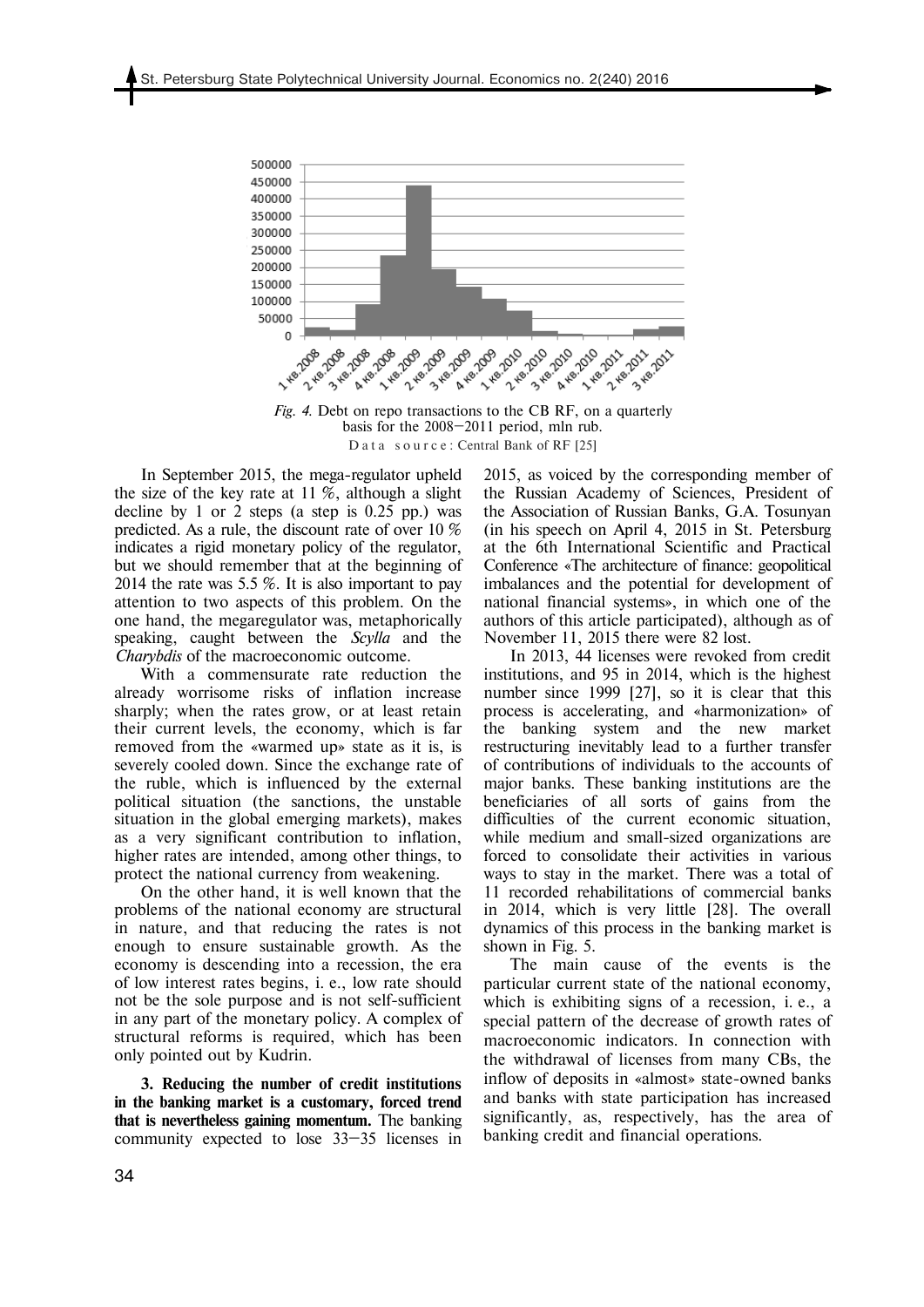*Fig. 4.* Debt on repo transactions to the CB RF, on a quarterly basis for the 2008–2011 period, mln rub.

Data source: Central Bank of RF [25]

In September 2015, the mega-regulator upheld the size of the key rate at 11 %, although a slight decline by 1 or 2 steps (a step is 0.25 pp.) was predicted. As a rule, the discount rate of over 10 % indicates a rigid monetary policy of the regulator, but we should remember that at the beginning of 2014 the rate was 5.5 %. It is also important to pay attention to two aspects of this problem. On the one hand, the megaregulator was, metaphorically speaking, caught between the *Scylla* and the *Charybdis* of the macroeconomic outcome.

With a commensurate rate reduction the already worrisome risks of inflation increase sharply; when the rates grow, or at least retain their current levels, the economy, which is far removed from the «warmed up» state as it is, is severely cooled down. Since the exchange rate of the ruble, which is influenced by the external political situation (the sanctions, the unstable situation in the global emerging markets), makes as a very significant contribution to inflation, higher rates are intended, among other things, to protect the national currency from weakening.

On the other hand, it is well known that the problems of the national economy are structural in nature, and that reducing the rates is not enough to ensure sustainable growth. As the economy is descending into a recession, the era of low interest rates begins, i. e., low rate should not be the sole purpose and is not self-sufficient in any part of the monetary policy. A complex of structural reforms is required, which has been only pointed out by Kudrin.

**3. Reducing the number of credit institutions in the banking market is a customary, forced trend that is nevertheless gaining momentum.** The banking community expected to lose 33–35 licenses in 2015, as voiced by the corresponding member of the Russian Academy of Sciences, President of the Association of Russian Banks, G.A. Tosunyan (in his speech on April 4, 2015 in St. Petersburg at the 6th International Scientific and Practical Conference «The architecture of finance: geopolitical imbalances and the potential for development of national financial systems», in which one of the authors of this article participated), although as of November 11, 2015 there were 82 lost.

In 2013, 44 licenses were revoked from credit institutions, and 95 in 2014, which is the highest number since 1999 [27], so it is clear that this process is accelerating, and «harmonization» of the banking system and the new market restructuring inevitably lead to a further transfer of contributions of individuals to the accounts of major banks. These banking institutions are the beneficiaries of all sorts of gains from the difficulties of the current economic situation, while medium and small-sized organizations are forced to consolidate their activities in various ways to stay in the market. There was a total of 11 recorded rehabilitations of commercial banks in 2014, which is very little [28]. The overall dynamics of this process in the banking market is shown in Fig. 5.

The main cause of the events is the particular current state of the national economy, which is exhibiting signs of a recession, i. e., a special pattern of the decrease of growth rates of macroeconomic indicators. In connection with the withdrawal of licenses from many CBs, the inflow of deposits in «almost» state-owned banks and banks with state participation has increased significantly, as, respectively, has the area of banking credit and financial operations.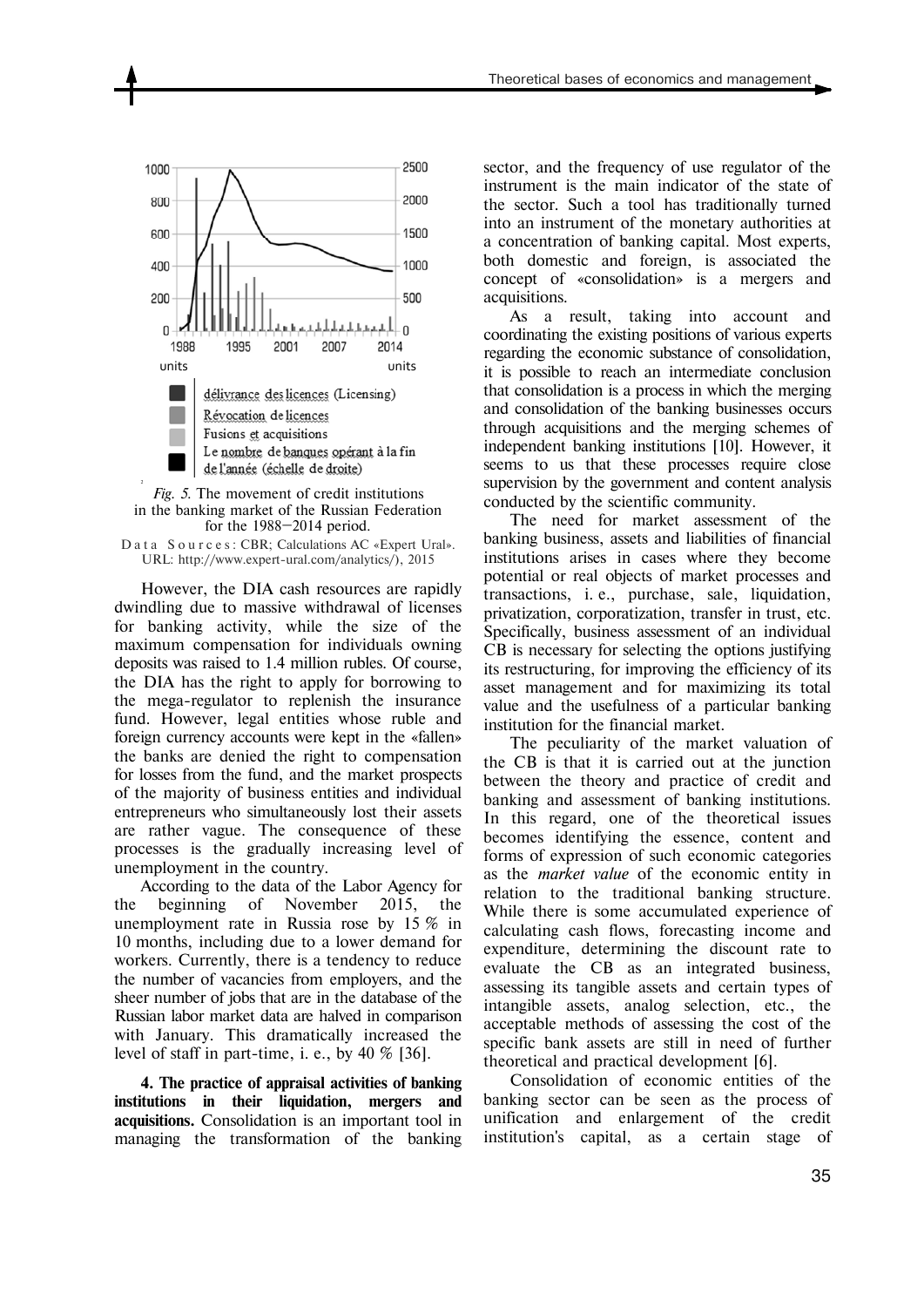*Fig. 5.* The movement of credit institutions in the banking market of the Russian Federation for the 1988–2014 period.

Data Sources: CBR; Calculations AC «Expert Ural». URL: http://www.expert-ural.com/analytics/), 2015

However, the DIA cash resources are rapidly dwindling due to massive withdrawal of licenses for banking activity, while the size of the maximum compensation for individuals owning deposits was raised to 1.4 million rubles. Of course, the DIA has the right to apply for borrowing to the mega-regulator to replenish the insurance fund. However, legal entities whose ruble and foreign currency accounts were kept in the «fallen» the banks are denied the right to compensation for losses from the fund, and the market prospects of the majority of business entities and individual entrepreneurs who simultaneously lost their assets are rather vague. The consequence of these processes is the gradually increasing level of unemployment in the country.

According to the data of the Labor Agency for the beginning of November 2015, the unemployment rate in Russia rose by 15 % in 10 months, including due to a lower demand for workers. Currently, there is a tendency to reduce the number of vacancies from employers, and the sheer number of jobs that are in the database of the Russian labor market data are halved in comparison with January. This dramatically increased the level of staff in part-time, i. e., by 40 % [36].

**4. The practice of appraisal activities of banking institutions in their liquidation, mergers and acquisitions.** Consolidation is an important tool in managing the transformation of the banking sector, and the frequency of use regulator of the instrument is the main indicator of the state of the sector. Such a tool has traditionally turned into an instrument of the monetary authorities at a concentration of banking capital. Most experts, both domestic and foreign, is associated the concept of «consolidation» is a mergers and acquisitions.

As a result, taking into account and coordinating the existing positions of various experts regarding the economic substance of consolidation, it is possible to reach an intermediate conclusion that consolidation is a process in which the merging and consolidation of the banking businesses occurs through acquisitions and the merging schemes of independent banking institutions [10]. However, it seems to us that these processes require close supervision by the government and content analysis conducted by the scientific community.

The need for market assessment of the banking business, assets and liabilities of financial institutions arises in cases where they become potential or real objects of market processes and transactions, i. e., purchase, sale, liquidation, privatization, corporatization, transfer in trust, etc. Specifically, business assessment of an individual CB is necessary for selecting the options justifying its restructuring, for improving the efficiency of its asset management and for maximizing its total value and the usefulness of a particular banking institution for the financial market.

The peculiarity of the market valuation of the CB is that it is carried out at the junction between the theory and practice of credit and banking and assessment of banking institutions. In this regard, one of the theoretical issues becomes identifying the essence, content and forms of expression of such economic categories as the *market value* of the economic entity in relation to the traditional banking structure. While there is some accumulated experience of calculating cash flows, forecasting income and expenditure, determining the discount rate to evaluate the CB as an integrated business, assessing its tangible assets and certain types of intangible assets, analog selection, etc., the acceptable methods of assessing the cost of the specific bank assets are still in need of further theoretical and practical development [6].

Consolidation of economic entities of the banking sector can be seen as the process of unification and enlargement of the credit institution's capital, as a certain stage of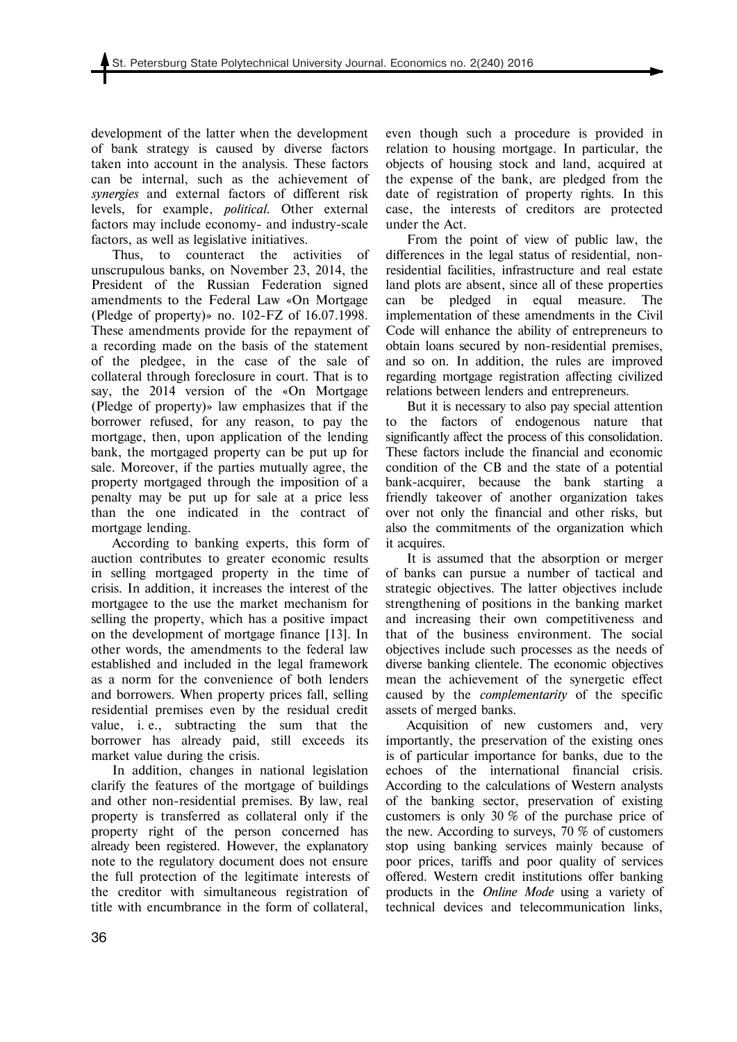development of the latter when the development of bank strategy is caused by diverse factors taken into account in the analysis. These factors can be internal, such as the achievement of *synergies* and external factors of different risk levels, for example, *political*. Other external factors may include economy- and industry-scale factors, as well as legislative initiatives.

Thus, to counteract the activities of unscrupulous banks, on November 23, 2014, the President of the Russian Federation signed amendments to the Federal Law «On Mortgage (Pledge of property)» no. 102-FZ of 16.07.1998. These amendments provide for the repayment of a recording made on the basis of the statement of the pledgee, in the case of the sale of collateral through foreclosure in court. That is to say, the 2014 version of the «On Mortgage (Pledge of property)» law emphasizes that if the borrower refused, for any reason, to pay the mortgage, then, upon application of the lending bank, the mortgaged property can be put up for sale. Moreover, if the parties mutually agree, the property mortgaged through the imposition of a penalty may be put up for sale at a price less than the one indicated in the contract of mortgage lending.

According to banking experts, this form of auction contributes to greater economic results in selling mortgaged property in the time of crisis. In addition, it increases the interest of the mortgagee to the use the market mechanism for selling the property, which has a positive impact on the development of mortgage finance [13]. In other words, the amendments to the federal law established and included in the legal framework as a norm for the convenience of both lenders and borrowers. When property prices fall, selling residential premises even by the residual credit value, i. e., subtracting the sum that the borrower has already paid, still exceeds its market value during the crisis.

In addition, changes in national legislation clarify the features of the mortgage of buildings and other non-residential premises. By law, real property is transferred as collateral only if the property right of the person concerned has already been registered. However, the explanatory note to the regulatory document does not ensure the full protection of the legitimate interests of the creditor with simultaneous registration of title with encumbrance in the form of collateral, even though such a procedure is provided in relation to housing mortgage. In particular, the objects of housing stock and land, acquired at the expense of the bank, are pledged from the date of registration of property rights. In this case, the interests of creditors are protected under the Act.

From the point of view of public law, the differences in the legal status of residential, non-residential facilities, infrastructure and real estate land plots are absent, since all of these properties can be pledged in equal measure. The implementation of these amendments in the Civil Code will enhance the ability of entrepreneurs to obtain loans secured by non-residential premises, and so on. In addition, the rules are improved regarding mortgage registration affecting civilized relations between lenders and entrepreneurs.

But it is necessary to also pay special attention to the factors of endogenous nature that significantly affect the process of this consolidation. These factors include the financial and economic condition of the CB and the state of a potential bank-acquirer, because the bank starting a friendly takeover of another organization takes over not only the financial and other risks, but also the commitments of the organization which it acquires.

It is assumed that the absorption or merger of banks can pursue a number of tactical and strategic objectives. The latter objectives include strengthening of positions in the banking market and increasing their own competitiveness and that of the business environment. The social objectives include such processes as the needs of diverse banking clientele. The economic objectives mean the achievement of the synergetic effect caused by the *complementarity* of the specific assets of merged banks.

Acquisition of new customers and, very importantly, the preservation of the existing ones is of particular importance for banks, due to the echoes of the international financial crisis. According to the calculations of Western analysts of the banking sector, preservation of existing customers is only 30 % of the purchase price of the new. According to surveys, 70 % of customers stop using banking services mainly because of poor prices, tariffs and poor quality of services offered. Western credit institutions offer banking products in the *Online Mode* using a variety of technical devices and telecommunication links,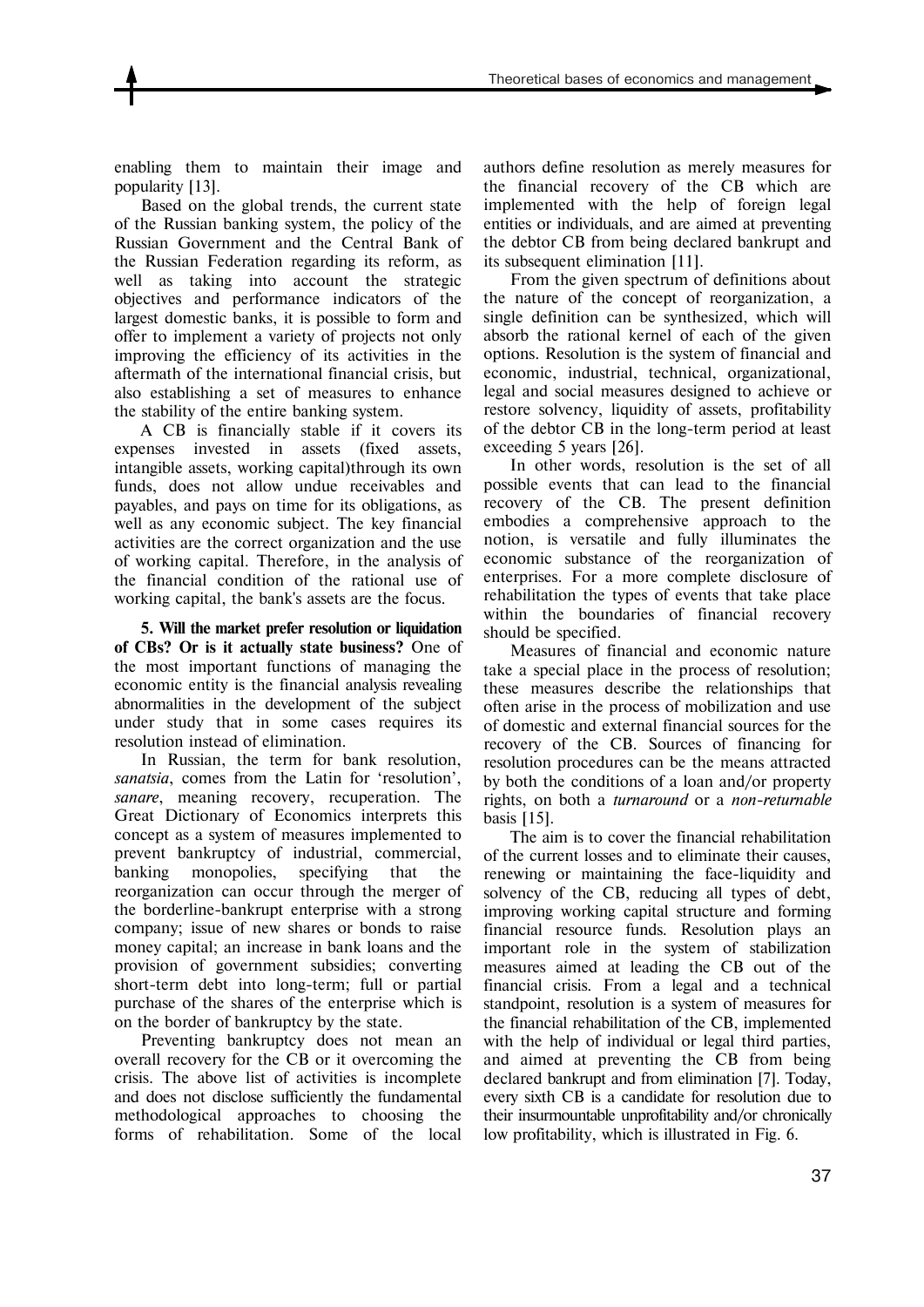enabling them to maintain their image and popularity [13].

Based on the global trends, the current state of the Russian banking system, the policy of the Russian Government and the Central Bank of the Russian Federation regarding its reform, as well as taking into account the strategic objectives and performance indicators of the largest domestic banks, it is possible to form and offer to implement a variety of projects not only improving the efficiency of its activities in the aftermath of the international financial crisis, but also establishing a set of measures to enhance the stability of the entire banking system.

A CB is financially stable if it covers its expenses invested in assets (fixed assets, intangible assets, working capital)through its own funds, does not allow undue receivables and payables, and pays on time for its obligations, as well as any economic subject. The key financial activities are the correct organization and the use of working capital. Therefore, in the analysis of the financial condition of the rational use of working capital, the bank's assets are the focus.

**5. Will the market prefer resolution or liquidation of CBs? Or is it actually state business?** One of the most important functions of managing the economic entity is the financial analysis revealing abnormalities in the development of the subject under study that in some cases requires its resolution instead of elimination.

In Russian, the term for bank resolution, *sanatsia*, comes from the Latin for 'resolution', *sanare*, meaning recovery, recuperation. The Great Dictionary of Economics interprets this concept as a system of measures implemented to prevent bankruptcy of industrial, commercial, banking monopolies, specifying that the reorganization can occur through the merger of the borderline-bankrupt enterprise with a strong company; issue of new shares or bonds to raise money capital; an increase in bank loans and the provision of government subsidies; converting short-term debt into long-term; full or partial purchase of the shares of the enterprise which is on the border of bankruptcy by the state.

Preventing bankruptcy does not mean an overall recovery for the CB or it overcoming the crisis. The above list of activities is incomplete and does not disclose sufficiently the fundamental methodological approaches to choosing the forms of rehabilitation. Some of the local authors define resolution as merely measures for the financial recovery of the CB which are implemented with the help of foreign legal entities or individuals, and are aimed at preventing the debtor CB from being declared bankrupt and its subsequent elimination [11].

From the given spectrum of definitions about the nature of the concept of reorganization, a single definition can be synthesized, which will absorb the rational kernel of each of the given options. Resolution is the system of financial and economic, industrial, technical, organizational, legal and social measures designed to achieve or restore solvency, liquidity of assets, profitability of the debtor CB in the long-term period at least exceeding 5 years [26].

In other words, resolution is the set of all possible events that can lead to the financial recovery of the CB. The present definition embodies a comprehensive approach to the notion, is versatile and fully illuminates the economic substance of the reorganization of enterprises. For a more complete disclosure of rehabilitation the types of events that take place within the boundaries of financial recovery should be specified.

Measures of financial and economic nature take a special place in the process of resolution; these measures describe the relationships that often arise in the process of mobilization and use of domestic and external financial sources for the recovery of the CB. Sources of financing for resolution procedures can be the means attracted by both the conditions of a loan and/or property rights, on both a *turnaround* or a *non-returnable* basis [15].

The aim is to cover the financial rehabilitation of the current losses and to eliminate their causes, renewing or maintaining the face-liquidity and solvency of the CB, reducing all types of debt, improving working capital structure and forming financial resource funds. Resolution plays an important role in the system of stabilization measures aimed at leading the CB out of the financial crisis. From a legal and a technical standpoint, resolution is a system of measures for the financial rehabilitation of the CB, implemented with the help of individual or legal third parties, and aimed at preventing the CB from being declared bankrupt and from elimination [7]. Today, every sixth CB is a candidate for resolution due to their insurmountable unprofitability and/or chronically low profitability, which is illustrated in Fig. 6.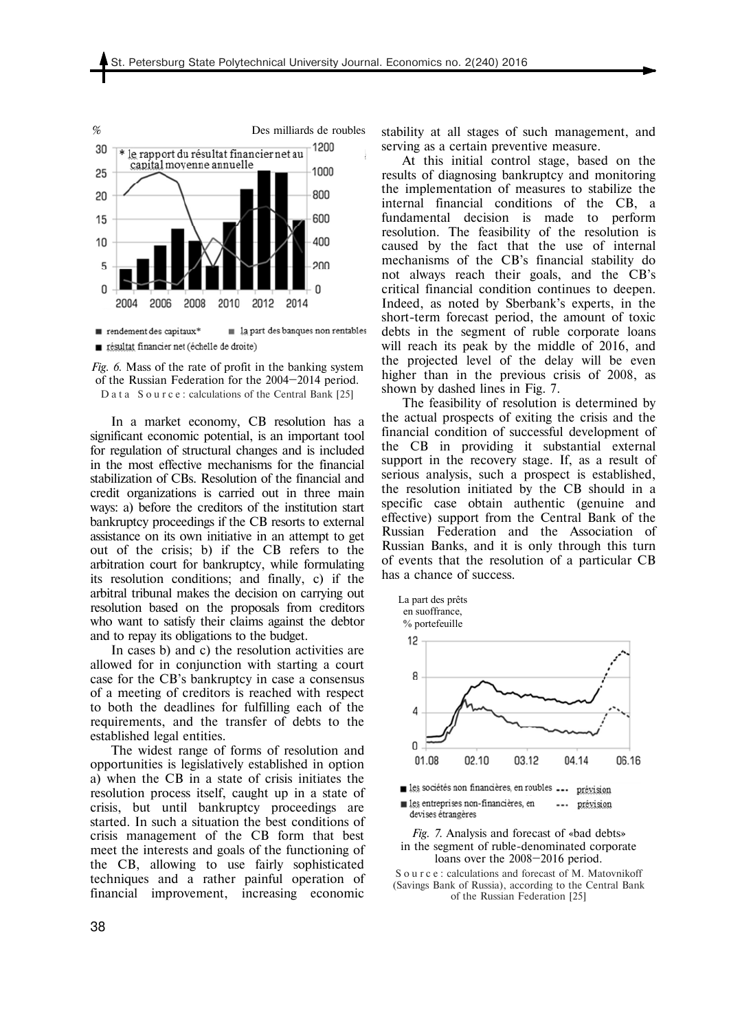*Fig. 6.* Mass of the rate of profit in the banking system of the Russian Federation for the 2004–2014 period.
Data Source: calculations of the Central Bank [25]

In a market economy, CB resolution has a significant economic potential, is an important tool for regulation of structural changes and is included in the most effective mechanisms for the financial stabilization of CBs. Resolution of the financial and credit organizations is carried out in three main ways: a) before the creditors of the institution start bankruptcy proceedings if the CB resorts to external assistance on its own initiative in an attempt to get out of the crisis; b) if the CB refers to the arbitration court for bankruptcy, while formulating its resolution conditions; and finally, c) if the arbitral tribunal makes the decision on carrying out resolution based on the proposals from creditors who want to satisfy their claims against the debtor and to repay its obligations to the budget.

In cases b) and c) the resolution activities are allowed for in conjunction with starting a court case for the CB's bankruptcy in case a consensus of a meeting of creditors is reached with respect to both the deadlines for fulfilling each of the requirements, and the transfer of debts to the established legal entities.

The widest range of forms of resolution and opportunities is legislatively established in option a) when the CB in a state of crisis initiates the resolution process itself, caught up in a state of crisis, but until bankruptcy proceedings are started. In such a situation the best conditions of crisis management of the CB form that best meet the interests and goals of the functioning of the CB, allowing to use fairly sophisticated techniques and a rather painful operation of financial improvement, increasing economic stability at all stages of such management, and serving as a certain preventive measure.

At this initial control stage, based on the results of diagnosing bankruptcy and monitoring the implementation of measures to stabilize the internal financial conditions of the CB, a fundamental decision is made to perform resolution. The feasibility of the resolution is caused by the fact that the use of internal mechanisms of the CB's financial stability do not always reach their goals, and the CB's critical financial condition continues to deepen. Indeed, as noted by Sberbank's experts, in the short-term forecast period, the amount of toxic debts in the segment of ruble corporate loans will reach its peak by the middle of 2016, and the projected level of the delay will be even higher than in the previous crisis of 2008, as shown by dashed lines in Fig. 7.

The feasibility of resolution is determined by the actual prospects of exiting the crisis and the financial condition of successful development of the CB in providing it substantial external support in the recovery stage. If, as a result of serious analysis, such a prospect is established, the resolution initiated by the CB should in a specific case obtain authentic (genuine and effective) support from the Central Bank of the Russian Federation and the Association of Russian Banks, and it is only through this turn of events that the resolution of a particular CB has a chance of success.

*Fig. 7.* Analysis and forecast of «bad debts» in the segment of ruble-denominated corporate loans over the 2008–2016 period.
Source: calculations and forecast of M. Matovnikoff (Savings Bank of Russia), according to the Central Bank of the Russian Federation [25]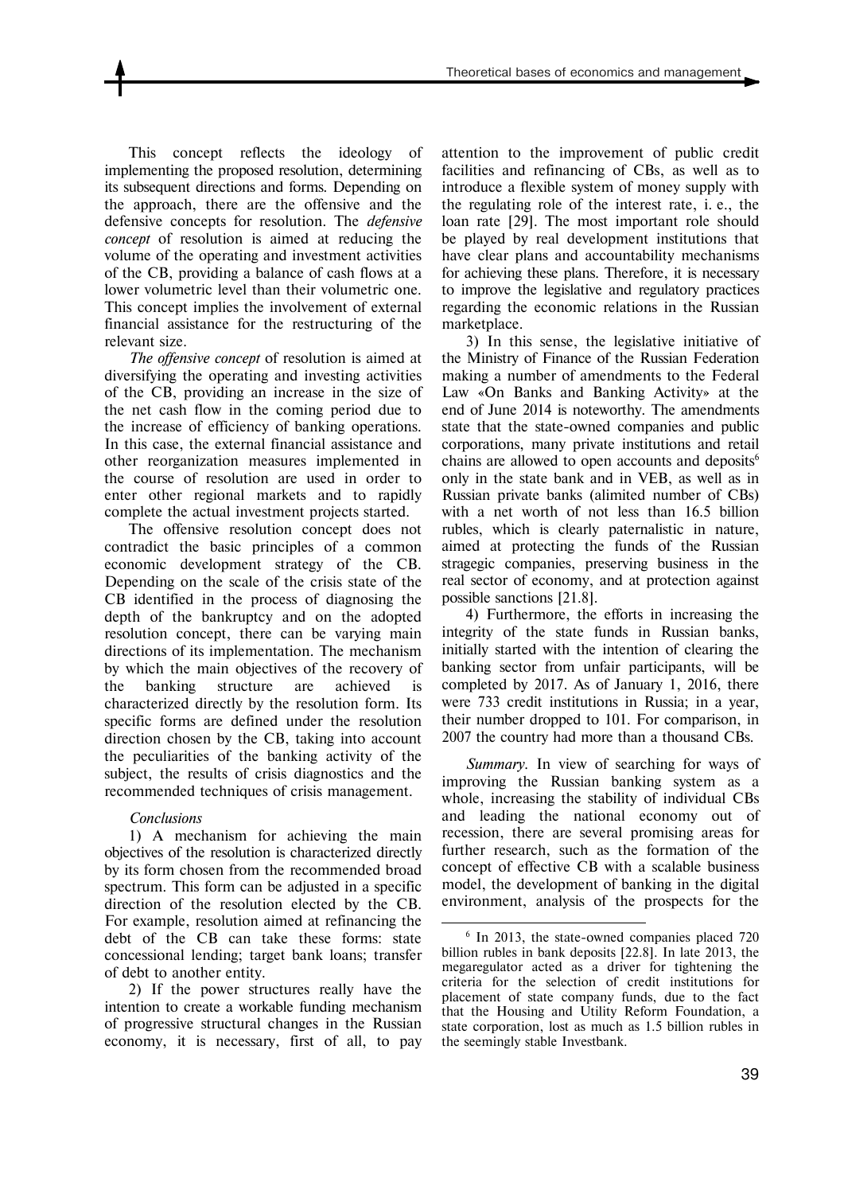This concept reflects the ideology of implementing the proposed resolution, determining its subsequent directions and forms. Depending on the approach, there are the offensive and the defensive concepts for resolution. The *defensive concept* of resolution is aimed at reducing the volume of the operating and investment activities of the CB, providing a balance of cash flows at a lower volumetric level than their volumetric one. This concept implies the involvement of external financial assistance for the restructuring of the relevant size.

*The offensive concept* of resolution is aimed at diversifying the operating and investing activities of the CB, providing an increase in the size of the net cash flow in the coming period due to the increase of efficiency of banking operations. In this case, the external financial assistance and other reorganization measures implemented in the course of resolution are used in order to enter other regional markets and to rapidly complete the actual investment projects started.

The offensive resolution concept does not contradict the basic principles of a common economic development strategy of the CB. Depending on the scale of the crisis state of the CB identified in the process of diagnosing the depth of the bankruptcy and on the adopted resolution concept, there can be varying main directions of its implementation. The mechanism by which the main objectives of the recovery of the banking structure are achieved is characterized directly by the resolution form. Its specific forms are defined under the resolution direction chosen by the CB, taking into account the peculiarities of the banking activity of the subject, the results of crisis diagnostics and the recommended techniques of crisis management.

*Conclusions*

1) A mechanism for achieving the main objectives of the resolution is characterized directly by its form chosen from the recommended broad spectrum. This form can be adjusted in a specific direction of the resolution elected by the CB. For example, resolution aimed at refinancing the debt of the CB can take these forms: state concessional lending; target bank loans; transfer of debt to another entity.

2) If the power structures really have the intention to create a workable funding mechanism of progressive structural changes in the Russian economy, it is necessary, first of all, to pay attention to the improvement of public credit facilities and refinancing of CBs, as well as to introduce a flexible system of money supply with the regulating role of the interest rate, i. e., the loan rate [29]. The most important role should be played by real development institutions that have clear plans and accountability mechanisms for achieving these plans. Therefore, it is necessary to improve the legislative and regulatory practices regarding the economic relations in the Russian marketplace.

3) In this sense, the legislative initiative of the Ministry of Finance of the Russian Federation making a number of amendments to the Federal Law «On Banks and Banking Activity» at the end of June 2014 is noteworthy. The amendments state that the state-owned companies and public corporations, many private institutions and retail chains are allowed to open accounts and deposits[6] only in the state bank and in VEB, as well as in Russian private banks (alimited number of CBs) with a net worth of not less than 16.5 billion rubles, which is clearly paternalistic in nature, aimed at protecting the funds of the Russian stragegic companies, preserving business in the real sector of economy, and at protection against possible sanctions [21.8].

4) Furthermore, the efforts in increasing the integrity of the state funds in Russian banks, initially started with the intention of clearing the banking sector from unfair participants, will be completed by 2017. As of January 1, 2016, there were 733 credit institutions in Russia; in a year, their number dropped to 101. For comparison, in 2007 the country had more than a thousand CBs.

*Summary*. In view of searching for ways of improving the Russian banking system as a whole, increasing the stability of individual CBs and leading the national economy out of recession, there are several promising areas for further research, such as the formation of the concept of effective CB with a scalable business model, the development of banking in the digital environment, analysis of the prospects for the

[6] In 2013, the state-owned companies placed 720 billion rubles in bank deposits [22.8]. In late 2013, the megaregulator acted as a driver for tightening the criteria for the selection of credit institutions for placement of state company funds, due to the fact that the Housing and Utility Reform Foundation, a state corporation, lost as much as 1.5 billion rubles in the seemingly stable Investbank.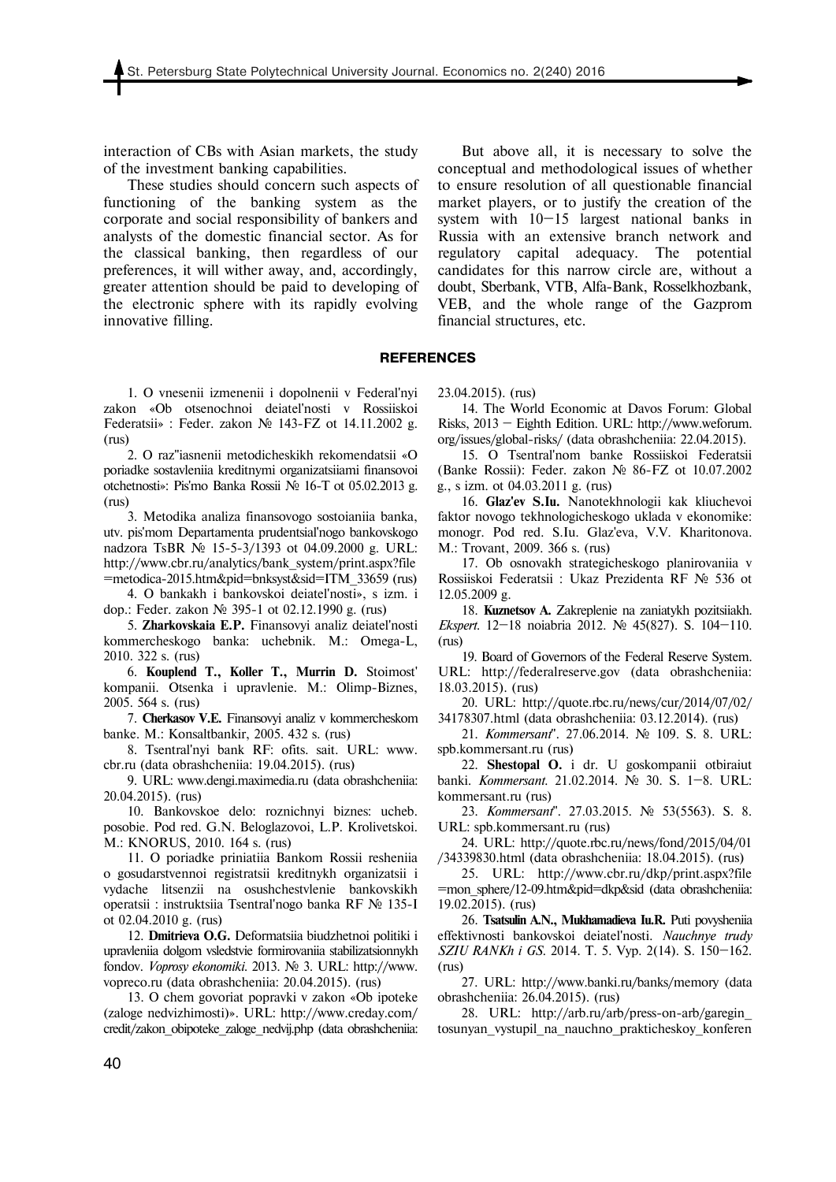interaction of CBs with Asian markets, the study of the investment banking capabilities.

These studies should concern such aspects of functioning of the banking system as the corporate and social responsibility of bankers and analysts of the domestic financial sector. As for the classical banking, then regardless of our preferences, it will wither away, and, accordingly, greater attention should be paid to developing of the electronic sphere with its rapidly evolving innovative filling.

But above all, it is necessary to solve the conceptual and methodological issues of whether to ensure resolution of all questionable financial market players, or to justify the creation of the system with 10–15 largest national banks in Russia with an extensive branch network and regulatory capital adequacy. The potential candidates for this narrow circle are, without a doubt, Sberbank, VTB, Alfa-Bank, Rosselkhozbank, VEB, and the whole range of the Gazprom financial structures, etc.

## REFERENCES

1. O vnesenii izmenenii i dopolnenii v Federal'nyi zakon «Ob otsenochnoi deiatel'nosti v Rossiiskoi Federatsii» : Feder. zakon № 143-FZ ot 14.11.2002 g. (rus)

2. O raz"iasnenii metodicheskikh rekomendatsii «O poriadke sostavleniia kreditnymi organizatsiiami finansovoi otchetnosti»: Pis'mo Banka Rossii № 16-T ot 05.02.2013 g. (rus)

3. Metodika analiza finansovogo sostoianiia banka, utv. pis'mom Departamenta prudentsial'nogo bankovskogo nadzora TsBR № 15-5-3/1393 ot 04.09.2000 g. URL: http://www.cbr.ru/analytics/bank_system/print.aspx?file=metodica-2015.htm&pid=bnksyst&sid=ITM_33659 (rus)

4. O bankakh i bankovskoi deiatel'nosti», s izm. i dop.: Feder. zakon № 395-1 ot 02.12.1990 g. (rus)

5. **Zharkovskaia E.P.** Finansovyi analiz deiatel'nosti kommercheskogo banka: uchebnik. M.: Omega-L, 2010. 322 s. (rus)

6. **Kouplend T., Koller T., Murrin D.** Stoimost' kompanii. Otsenka i upravlenie. M.: Olimp-Biznes, 2005. 564 s. (rus)

7. **Cherkasov V.E.** Finansovyi analiz v kommercheskom banke. M.: Konsaltbankir, 2005. 432 s. (rus)

8. Tsentral'nyi bank RF: ofits. sait. URL: www.cbr.ru (data obrashcheniia: 19.04.2015). (rus)

9. URL: www.dengi.maximedia.ru (data obrashcheniia: 20.04.2015). (rus)

10. Bankovskoe delo: roznichnyi biznes: ucheb. posobie. Pod red. G.N. Beloglazovoi, L.P. Krolivetskoi. M.: KNORUS, 2010. 164 s. (rus)

11. O poriadke priniatiia Bankom Rossii resheniia o gosudarstvennoi registratsii kreditnykh organizatsii i vydache litsenzii na osushchestvlenie bankovskikh operatsii : instruktsiia Tsentral'nogo banka RF № 135-I ot 02.04.2010 g. (rus)

12. **Dmitrieva O.G.** Deformatsiia biudzhetnoi politiki i upravleniia dolgom vsledstvie formirovaniia stabilizatsionnykh fondov. *Voprosy ekonomiki.* 2013. № 3. URL: http://www.vopreco.ru (data obrashcheniia: 20.04.2015). (rus)

13. O chem govoriat popravki v zakon «Ob ipoteke (zaloge nedvizhimosti)». URL: http://www.creday.com/credit/zakon_obipoteke_zaloge_nedvij.php (data obrashcheniia: 23.04.2015). (rus)

14. The World Economic at Davos Forum: Global Risks, 2013 – Eighth Edition. URL: http://www.weforum.org/issues/global-risks/ (data obrashcheniia: 22.04.2015).

15. O Tsentral'nom banke Rossiiskoi Federatsii (Banke Rossii): Feder. zakon № 86-FZ ot 10.07.2002 g., s izm. ot 04.03.2011 g. (rus)

16. **Glaz'ev S.Iu.** Nanotekhnologii kak kliuchevoi faktor novogo tekhnologicheskogo uklada v ekonomike: monogr. Pod red. S.Iu. Glaz'eva, V.V. Kharitonova. M.: Trovant, 2009. 366 s. (rus)

17. Ob osnovakh strategicheskogo planirovaniia v Rossiiskoi Federatsii : Ukaz Prezidenta RF № 536 ot 12.05.2009 g.

18. **Kuznetsov A.** Zakreplenie na zaniatykh pozitsiiakh. *Ekspert.* 12–18 noiabria 2012. № 45(827). S. 104–110. (rus)

19. Board of Governors of the Federal Reserve System. URL: http://federalreserve.gov (data obrashcheniia: 18.03.2015). (rus)

20. URL: http://quote.rbc.ru/news/cur/2014/07/02/34178307.html (data obrashcheniia: 03.12.2014). (rus)

21. *Kommersant*". 27.06.2014. № 109. S. 8. URL: spb.kommersant.ru (rus)

22. **Shestopal O.** i dr. U goskompanii otbiraiut banki. *Kommersant.* 21.02.2014. № 30. S. 1–8. URL: kommersant.ru (rus)

23. *Kommersant*". 27.03.2015. № 53(5563). S. 8. URL: spb.kommersant.ru (rus)

24. URL: http://quote.rbc.ru/news/fond/2015/04/01/34339830.html (data obrashcheniia: 18.04.2015). (rus)

25. URL: http://www.cbr.ru/dkp/print.aspx?file=mon_sphere/12-09.htm&pid=dkp&sid (data obrashcheniia: 19.02.2015). (rus)

26. **Tsatsulin A.N., Mukhamadieva Iu.R.** Puti povysheniia effektivnosti bankovskoi deiatel'nosti. *Nauchnye trudy SZIU RANKh i GS.* 2014. T. 5. Vyp. 2(14). S. 150–162. (rus)

27. URL: http://www.banki.ru/banks/memory (data obrashcheniia: 26.04.2015). (rus)

28. URL: http://arb.ru/arb/press-on-arb/garegin_tosunyan_vystupil_na_nauchno_prakticheskoy_konferen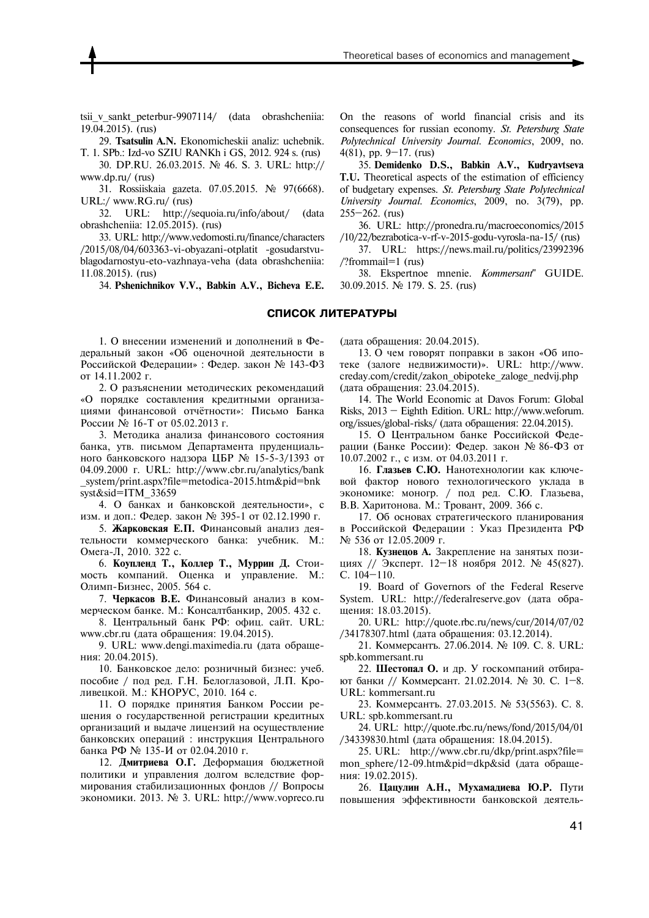tsii_v_sankt_peterbur-9907114/ (data obrashcheniia: 19.04.2015). (rus)

29. **Tsatsulin A.N.** Ekonomicheskii analiz: uchebnik. T. 1. SPb.: Izd-vo SZIU RANKh i GS, 2012. 924 s. (rus)

30. DP.RU. 26.03.2015. № 46. S. 3. URL: http://www.dp.ru/ (rus)

31. Rossiiskaia gazeta. 07.05.2015. № 97(6668). URL:/ www.RG.ru/ (rus)

32. URL: http://sequoia.ru/info/about/ (data obrashcheniia: 12.05.2015). (rus)

33. URL: http://www.vedomosti.ru/finance/characters/2015/08/04/603363-vi-obyazani-otplatit -gosudarstvu-blagodarnostyu-eto-vazhnaya-veha (data obrashcheniia: 11.08.2015). (rus)

34. **Pshenichnikov V.V., Babkin A.V., Bicheva E.E.** On the reasons of world financial crisis and its consequences for russian economy. *St. Petersburg State Polytechnical University Journal. Economics*, 2009, no. 4(81), pp. 9–17. (rus)

35. **Demidenko D.S., Babkin A.V., Kudryavtseva T.U.** Theoretical aspects of the estimation of efficiency of budgetary expenses. *St. Petersburg State Polytechnical University Journal. Economics*, 2009, no. 3(79), pp. 255–262. (rus)

36. URL: http://pronedra.ru/macroeconomics/2015/10/22/bezrabotica-v-rf-v-2015-godu-vyrosla-na-15/ (rus)

37. URL: https://news.mail.ru/politics/23992396/?frommail=1 (rus)

38. Ekspertnoe mnenie. *Kommersant*" GUIDE. 30.09.2015. № 179. S. 25. (rus)

## СПИСОК ЛИТЕРАТУРЫ

1. О внесении изменений и дополнений в Федеральный закон «Об оценочной деятельности в Российской Федерации» : Федер. закон № 143-ФЗ от 14.11.2002 г.

2. О разъяснении методических рекомендаций «О порядке составления кредитными организациями финансовой отчётности»: Письмо Банка России № 16-Т от 05.02.2013 г.

3. Методика анализа финансового состояния банка, утв. письмом Департамента пруденциального банковского надзора ЦБР № 15-5-3/1393 от 04.09.2000 г. URL: http://www.cbr.ru/analytics/bank_system/print.aspx?file=metodica-2015.htm&pid=bnksyst&sid=ITM_33659

4. О банках и банковской деятельности», с изм. и доп.: Федер. закон № 395-1 от 02.12.1990 г.

5. **Жарковская Е.П.** Финансовый анализ деятельности коммерческого банка: учебник. М.: Омега-Л, 2010. 322 с.

6. **Коупленд Т., Коллер Т., Муррин Д.** Стоимость компаний. Оценка и управление. М.: Олимп-Бизнес, 2005. 564 с.

7. **Черкасов В.Е.** Финансовый анализ в коммерческом банке. М.: Консалтбанкир, 2005. 432 с.

8. Центральный банк РФ: офиц. сайт. URL: www.cbr.ru (дата обращения: 19.04.2015).

9. URL: www.dengi.maximedia.ru (дата обращения: 20.04.2015).

10. Банковское дело: розничный бизнес: учеб. пособие / под ред. Г.Н. Белоглазовой, Л.П. Кроливецкой. М.: КНОРУС, 2010. 164 с.

11. О порядке принятия Банком России решения о государственной регистрации кредитных организаций и выдаче лицензий на осуществление банковских операций : инструкция Центрального банка РФ № 135-И от 02.04.2010 г.

12. **Дмитриева О.Г.** Деформация бюджетной политики и управления долгом вследствие формирования стабилизационных фондов // Вопросы экономики. 2013. № 3. URL: http://www.vopreco.ru (дата обращения: 20.04.2015).

13. О чем говорят поправки в закон «Об ипотеке (залоге недвижимости)». URL: http://www.creday.com/credit/zakon_obipoteke_zaloge_nedvij.php (дата обращения: 23.04.2015).

14. The World Economic at Davos Forum: Global Risks, 2013 – Eighth Edition. URL: http://www.weforum.org/issues/global-risks/ (дата обращения: 22.04.2015).

15. О Центральном банке Российской Федерации (Банке России): Федер. закон № 86-ФЗ от 10.07.2002 г., с изм. от 04.03.2011 г.

16. **Глазьев С.Ю.** Нанотехнологии как ключевой фактор нового технологического уклада в экономике: моногр. / под ред. С.Ю. Глазьева, В.В. Харитонова. М.: Тровант, 2009. 366 с.

17. Об основах стратегического планирования в Российской Федерации : Указ Президента РФ № 536 от 12.05.2009 г.

18. **Кузнецов А.** Закрепление на занятых позициях // Эксперт. 12–18 ноября 2012. № 45(827). С. 104–110.

19. Board of Governors of the Federal Reserve System. URL: http://federalreserve.gov (дата обращения: 18.03.2015).

20. URL: http://quote.rbc.ru/news/cur/2014/07/02/34178307.html (дата обращения: 03.12.2014).

21. Коммерсантъ. 27.06.2014. № 109. С. 8. URL: spb.kommersant.ru

22. **Шестопал О.** и др. У госкомпаний отбирают банки // Коммерсант. 21.02.2014. № 30. С. 1–8. URL: kommersant.ru

23. Коммерсантъ. 27.03.2015. № 53(5563). С. 8. URL: spb.kommersant.ru

24. URL: http://quote.rbc.ru/news/fond/2015/04/01/34339830.html (дата обращения: 18.04.2015).

25. URL: http://www.cbr.ru/dkp/print.aspx?file=mon_sphere/12-09.htm&pid=dkp&sid (дата обращения: 19.02.2015).

26. **Цацулин А.Н., Мухамадиева Ю.Р.** Пути повышения эффективности банковской деятель-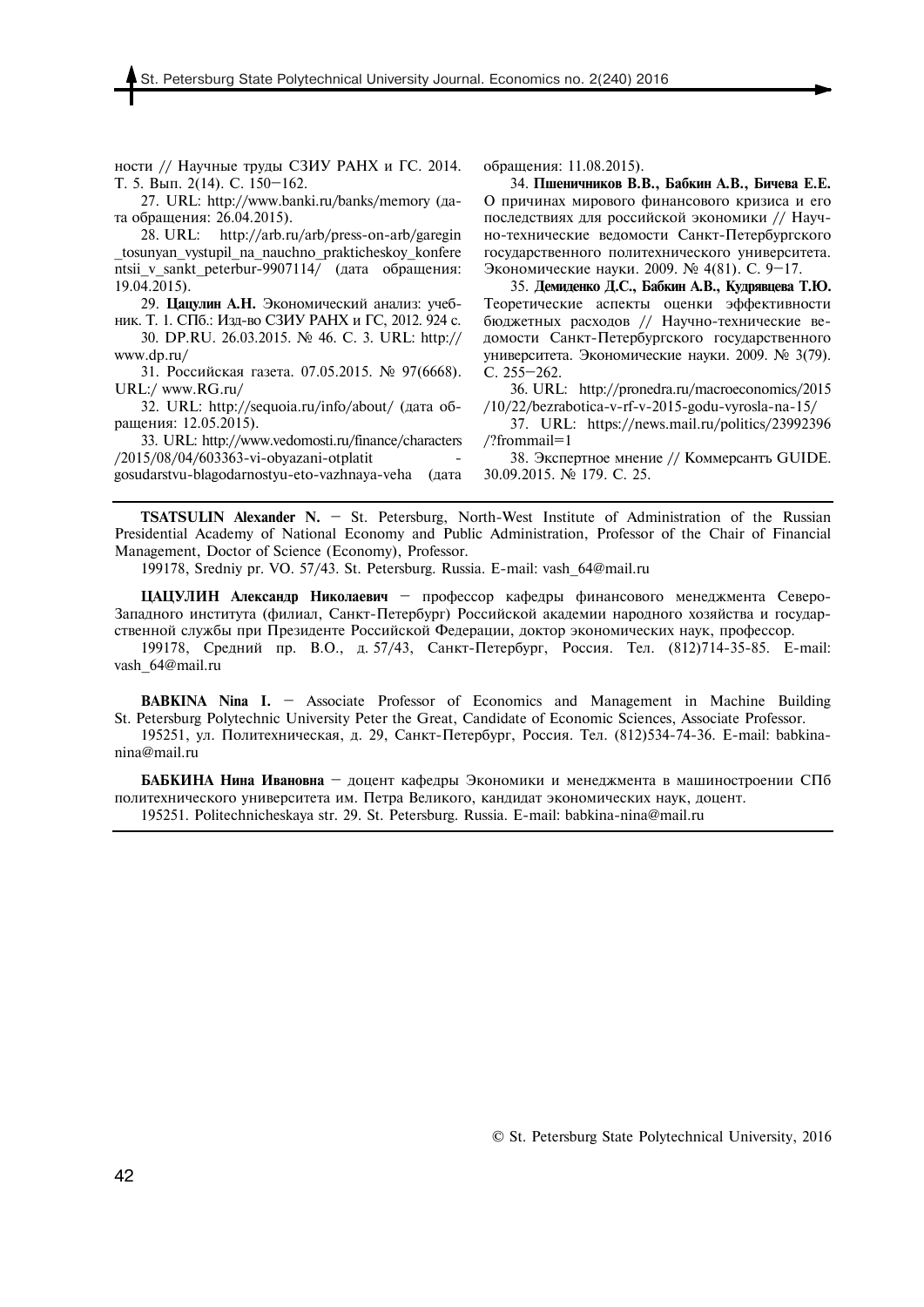ности // Научные труды СЗИУ РАНХ и ГС. 2014. Т. 5. Вып. 2(14). С. 150–162.

27. URL: http://www.banki.ru/banks/memory (дата обращения: 26.04.2015).

28. URL: http://arb.ru/arb/press-on-arb/garegin_tosunyan_vystupil_na_nauchno_prakticheskoy_konferentsii_v_sankt_peterbur-9907114/ (дата обращения: 19.04.2015).

29. **Цацулин А.Н.** Экономический анализ: учебник. Т. 1. СПб.: Изд-во СЗИУ РАНХ и ГС, 2012. 924 с.

30. DP.RU. 26.03.2015. № 46. С. 3. URL: http://www.dp.ru/

31. Российская газета. 07.05.2015. № 97(6668). URL:/ www.RG.ru/

32. URL: http://sequoia.ru/info/about/ (дата обращения: 12.05.2015).

33. URL: http://www.vedomosti.ru/finance/characters/2015/08/04/603363-vi-obyazani-otplatit-gosudarstvu-blagodarnostyu-eto-vazhnaya-veha (дата обращения: 11.08.2015).

34. **Пшеничников В.В., Бабкин А.В., Бичева Е.Е.** О причинах мирового финансового кризиса и его последствиях для российской экономики // Научно-технические ведомости Санкт-Петербургского государственного политехнического университета. Экономические науки. 2009. № 4(81). С. 9–17.

35. **Демиденко Д.С., Бабкин А.В., Кудрявцева Т.Ю.** Теоретические аспекты оценки эффективности бюджетных расходов // Научно-технические ведомости Санкт-Петербургского государственного университета. Экономические науки. 2009. № 3(79). С. 255–262.

36. URL: http://pronedra.ru/macroeconomics/2015/10/22/bezrabotica-v-rf-v-2015-godu-vyrosla-na-15/

37. URL: https://news.mail.ru/politics/23992396/?frommail=1

38. Экспертное мнение // Коммерсантъ GUIDE. 30.09.2015. № 179. С. 25.

---

**TSATSULIN Alexander N.** – St. Petersburg, North-West Institute of Administration of the Russian Presidential Academy of National Economy and Public Administration, Professor of the Chair of Financial Management, Doctor of Science (Economy), Professor.

199178, Sredniy pr. VO. 57/43. St. Petersburg. Russia. E-mail: vash_64@mail.ru

**ЦАЦУЛИН Александр Николаевич** – профессор кафедры финансового менеджмента Северо-Западного института (филиал, Санкт-Петербург) Российской академии народного хозяйства и государственной службы при Президенте Российской Федерации, доктор экономических наук, профессор.

199178, Средний пр. В.О., д. 57/43, Санкт-Петербург, Россия. Тел. (812)714-35-85. E-mail: vash_64@mail.ru

**BABKINA Nina I.** – Associate Professor of Economics and Management in Machine Building St. Petersburg Polytechnic University Peter the Great, Candidate of Economic Sciences, Associate Professor.

195251, ул. Политехническая, д. 29, Санкт-Петербург, Россия. Тел. (812)534-74-36. E-mail: babkina-nina@mail.ru

**БАБКИНА Нина Ивановна** – доцент кафедры Экономики и менеджмента в машиностроении СПб политехнического университета им. Петра Великого, кандидат экономических наук, доцент.

195251. Politechnicheskaya str. 29. St. Petersburg. Russia. E-mail: babkina-nina@mail.ru

© St. Petersburg State Polytechnical University, 2016